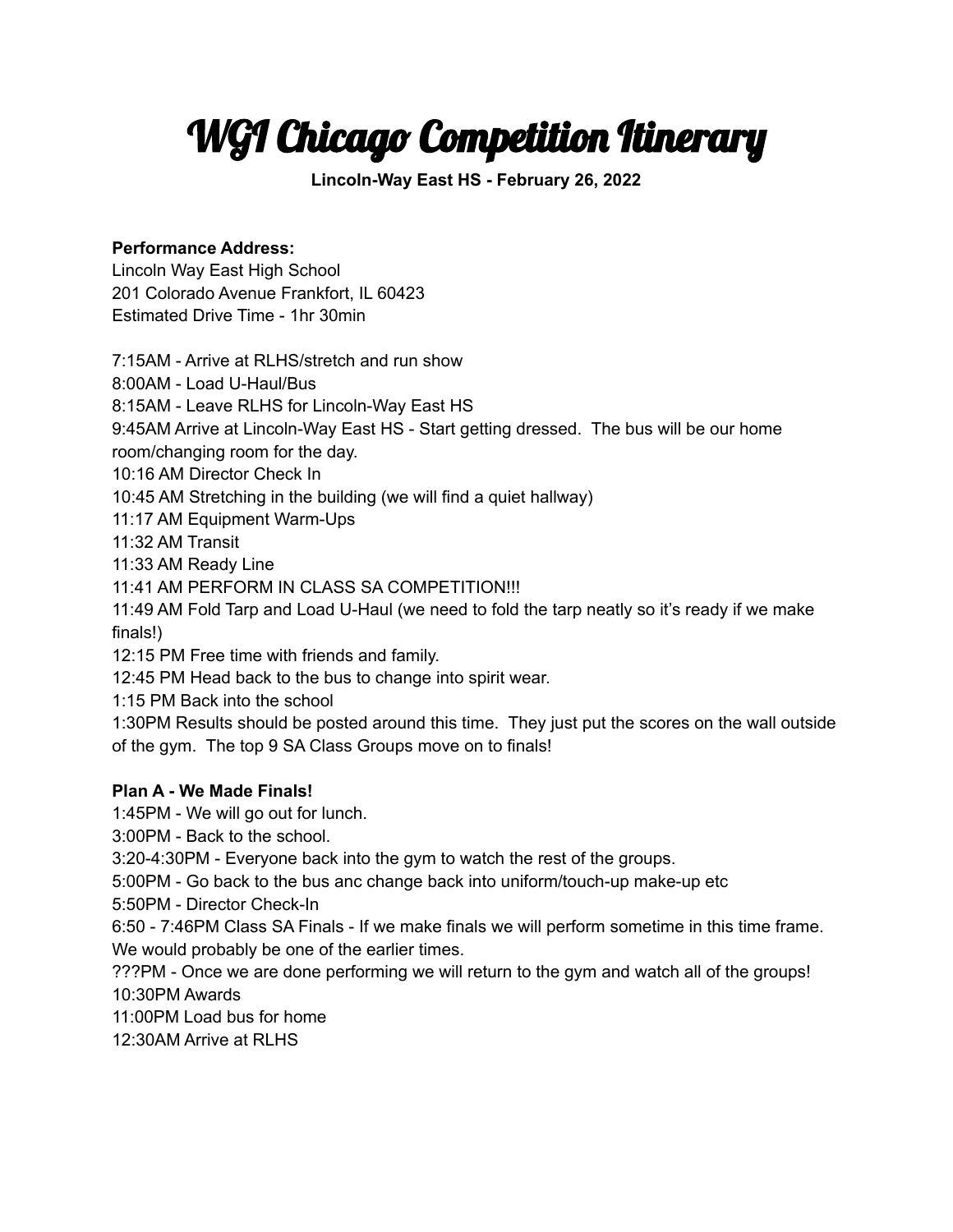# WGI Chicago Competition Itinerary

**Lincoln-Way East HS - February 26, 2022**

**Performance Address:**
Lincoln Way East High School
201 Colorado Avenue Frankfort, IL 60423
Estimated Drive Time - 1hr 30min

7:15AM - Arrive at RLHS/stretch and run show
8:00AM - Load U-Haul/Bus
8:15AM - Leave RLHS for Lincoln-Way East HS
9:45AM Arrive at Lincoln-Way East HS - Start getting dressed. The bus will be our home room/changing room for the day.
10:16 AM Director Check In
10:45 AM Stretching in the building (we will find a quiet hallway)
11:17 AM Equipment Warm-Ups
11:32 AM Transit
11:33 AM Ready Line
11:41 AM PERFORM IN CLASS SA COMPETITION!!!
11:49 AM Fold Tarp and Load U-Haul (we need to fold the tarp neatly so it's ready if we make finals!)
12:15 PM Free time with friends and family.
12:45 PM Head back to the bus to change into spirit wear.
1:15 PM Back into the school
1:30PM Results should be posted around this time. They just put the scores on the wall outside of the gym. The top 9 SA Class Groups move on to finals!

**Plan A - We Made Finals!**
1:45PM - We will go out for lunch.
3:00PM - Back to the school.
3:20-4:30PM - Everyone back into the gym to watch the rest of the groups.
5:00PM - Go back to the bus anc change back into uniform/touch-up make-up etc
5:50PM - Director Check-In
6:50 - 7:46PM Class SA Finals - If we make finals we will perform sometime in this time frame. We would probably be one of the earlier times.
???PM - Once we are done performing we will return to the gym and watch all of the groups!
10:30PM Awards
11:00PM Load bus for home
12:30AM Arrive at RLHS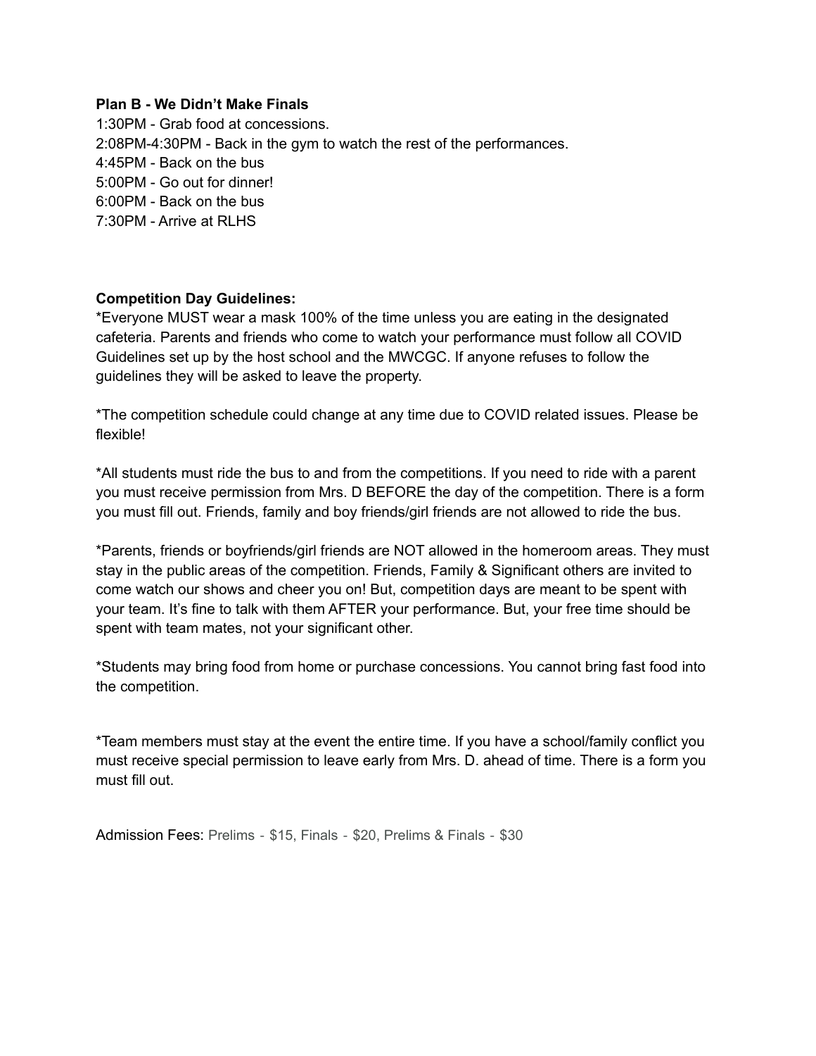**Plan B - We Didn't Make Finals**

1:30PM - Grab food at concessions.
2:08PM-4:30PM - Back in the gym to watch the rest of the performances.
4:45PM - Back on the bus
5:00PM - Go out for dinner!
6:00PM - Back on the bus
7:30PM - Arrive at RLHS

**Competition Day Guidelines:**

*Everyone MUST wear a mask 100% of the time unless you are eating in the designated cafeteria. Parents and friends who come to watch your performance must follow all COVID Guidelines set up by the host school and the MWCGC. If anyone refuses to follow the guidelines they will be asked to leave the property.

*The competition schedule could change at any time due to COVID related issues. Please be flexible!

*All students must ride the bus to and from the competitions. If you need to ride with a parent you must receive permission from Mrs. D BEFORE the day of the competition. There is a form you must fill out. Friends, family and boy friends/girl friends are not allowed to ride the bus.

*Parents, friends or boyfriends/girl friends are NOT allowed in the homeroom areas. They must stay in the public areas of the competition. Friends, Family & Significant others are invited to come watch our shows and cheer you on! But, competition days are meant to be spent with your team. It's fine to talk with them AFTER your performance. But, your free time should be spent with team mates, not your significant other.

*Students may bring food from home or purchase concessions. You cannot bring fast food into the competition.

*Team members must stay at the event the entire time. If you have a school/family conflict you must receive special permission to leave early from Mrs. D. ahead of time. There is a form you must fill out.

Admission Fees: Prelims - $15, Finals - $20, Prelims & Finals - $30